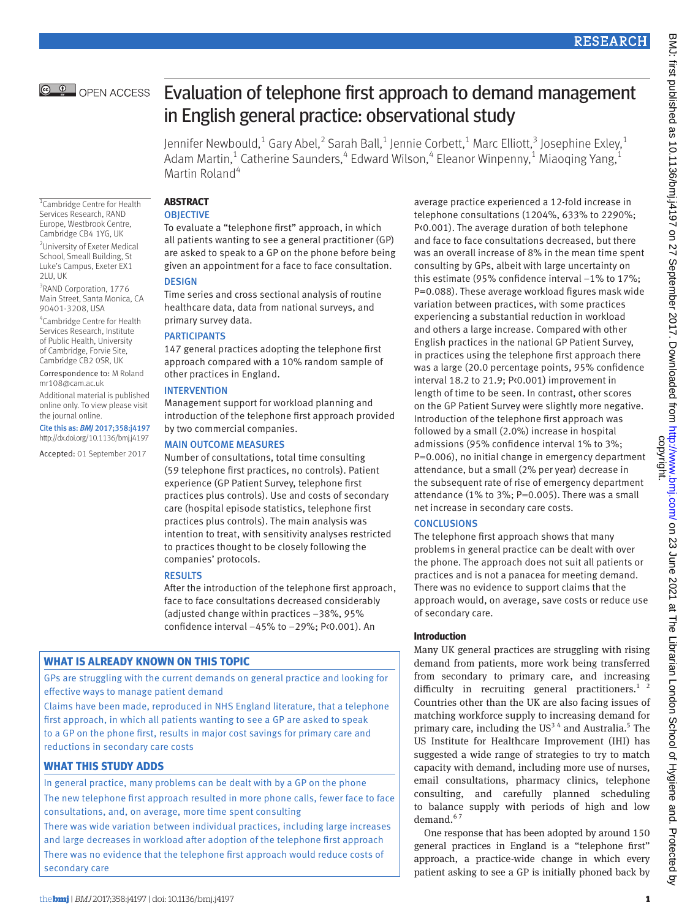OPEN ACCESS

# Evaluation of telephone first approach to demand management in English general practice: observational study

Jennifer Newbould,[1] Gary Abel,[2] Sarah Ball,[1] Jennie Corbett,[1] Marc Elliott,[3] Josephine Exley,[1] Adam Martin,[1] Catherine Saunders,[4] Edward Wilson,[4] Eleanor Winpenny,[1] Miaoqing Yang,[1] Martin Roland[4]

[1]Cambridge Centre for Health Services Research, RAND Europe, Westbrook Centre, Cambridge CB4 1YG, UK

[2]University of Exeter Medical School, Smeall Building, St Luke's Campus, Exeter EX1 2LU, UK

[3]RAND Corporation, 1776 Main Street, Santa Monica, CA 90401-3208, USA

[4]Cambridge Centre for Health Services Research, Institute of Public Health, University of Cambridge, Forvie Site, Cambridge CB2 0SR, UK

Correspondence to: M Roland mr108@cam.ac.uk

Additional material is published online only. To view please visit the journal online.

Cite this as: *BMJ* 2017;358:j4197
http://dx.doi.org/10.1136/bmj.j4197

Accepted: 01 September 2017

## ABSTRACT

### OBJECTIVE

To evaluate a "telephone first" approach, in which all patients wanting to see a general practitioner (GP) are asked to speak to a GP on the phone before being given an appointment for a face to face consultation.

### DESIGN

Time series and cross sectional analysis of routine healthcare data, data from national surveys, and primary survey data.

### PARTICIPANTS

147 general practices adopting the telephone first approach compared with a 10% random sample of other practices in England.

### INTERVENTION

Management support for workload planning and introduction of the telephone first approach provided by two commercial companies.

### MAIN OUTCOME MEASURES

Number of consultations, total time consulting (59 telephone first practices, no controls). Patient experience (GP Patient Survey, telephone first practices plus controls). Use and costs of secondary care (hospital episode statistics, telephone first practices plus controls). The main analysis was intention to treat, with sensitivity analyses restricted to practices thought to be closely following the companies' protocols.

### RESULTS

After the introduction of the telephone first approach, face to face consultations decreased considerably (adjusted change within practices −38%, 95% confidence interval −45% to −29%; P<0.001). An average practice experienced a 12-fold increase in telephone consultations (1204%, 633% to 2290%; P<0.001). The average duration of both telephone and face to face consultations decreased, but there was an overall increase of 8% in the mean time spent consulting by GPs, albeit with large uncertainty on this estimate (95% confidence interval −1% to 17%; P=0.088). These average workload figures mask wide variation between practices, with some practices experiencing a substantial reduction in workload and others a large increase. Compared with other English practices in the national GP Patient Survey, in practices using the telephone first approach there was a large (20.0 percentage points, 95% confidence interval 18.2 to 21.9; P<0.001) improvement in length of time to be seen. In contrast, other scores on the GP Patient Survey were slightly more negative. Introduction of the telephone first approach was followed by a small (2.0%) increase in hospital admissions (95% confidence interval 1% to 3%; P=0.006), no initial change in emergency department attendance, but a small (2% per year) decrease in the subsequent rate of rise of emergency department attendance (1% to 3%; P=0.005). There was a small net increase in secondary care costs.

### CONCLUSIONS

The telephone first approach shows that many problems in general practice can be dealt with over the phone. The approach does not suit all patients or practices and is not a panacea for meeting demand. There was no evidence to support claims that the approach would, on average, save costs or reduce use of secondary care.

### WHAT IS ALREADY KNOWN ON THIS TOPIC

GPs are struggling with the current demands on general practice and looking for effective ways to manage patient demand

Claims have been made, reproduced in NHS England literature, that a telephone first approach, in which all patients wanting to see a GP are asked to speak to a GP on the phone first, results in major cost savings for primary care and reductions in secondary care costs

### WHAT THIS STUDY ADDS

In general practice, many problems can be dealt with by a GP on the phone

The new telephone first approach resulted in more phone calls, fewer face to face consultations, and, on average, more time spent consulting

There was wide variation between individual practices, including large increases and large decreases in workload after adoption of the telephone first approach

There was no evidence that the telephone first approach would reduce costs of secondary care

## Introduction

Many UK general practices are struggling with rising demand from patients, more work being transferred from secondary to primary care, and increasing difficulty in recruiting general practitioners.[1,2] Countries other than the UK are also facing issues of matching workforce supply to increasing demand for primary care, including the US[3,4] and Australia.[5] The US Institute for Healthcare Improvement (IHI) has suggested a wide range of strategies to try to match capacity with demand, including more use of nurses, email consultations, pharmacy clinics, telephone consulting, and carefully planned scheduling to balance supply with periods of high and low demand.[6,7]

One response that has been adopted by around 150 general practices in England is a "telephone first" approach, a practice-wide change in which every patient asking to see a GP is initially phoned back by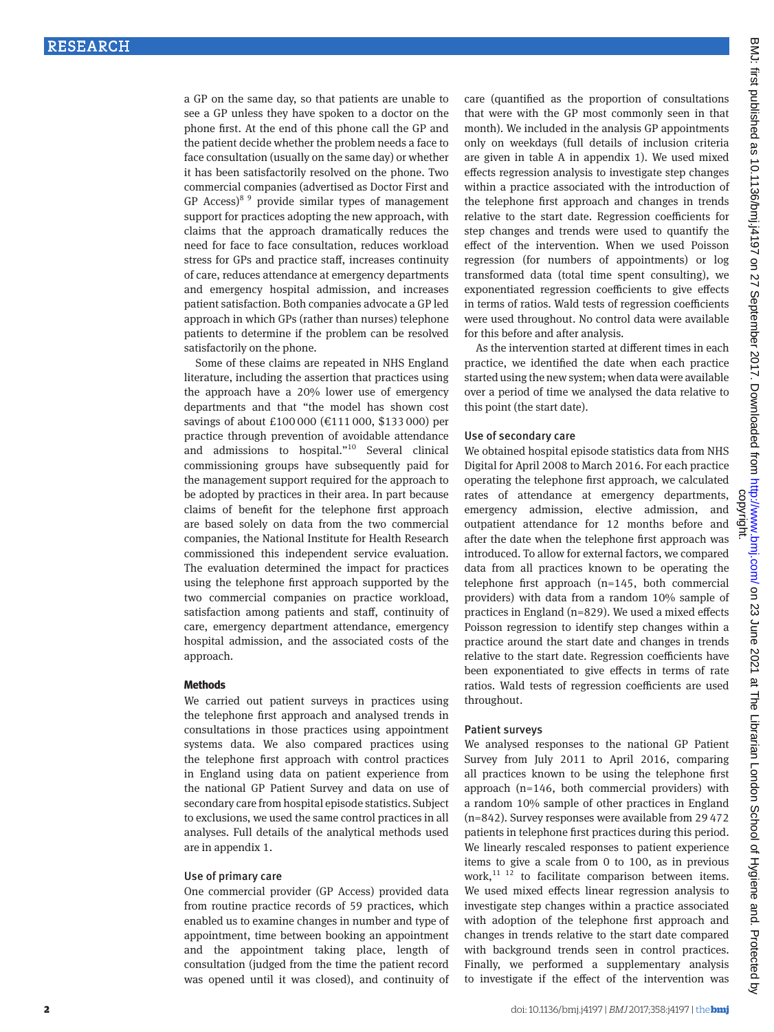a GP on the same day, so that patients are unable to see a GP unless they have spoken to a doctor on the phone first. At the end of this phone call the GP and the patient decide whether the problem needs a face to face consultation (usually on the same day) or whether it has been satisfactorily resolved on the phone. Two commercial companies (advertised as Doctor First and GP Access)[8 9] provide similar types of management support for practices adopting the new approach, with claims that the approach dramatically reduces the need for face to face consultation, reduces workload stress for GPs and practice staff, increases continuity of care, reduces attendance at emergency departments and emergency hospital admission, and increases patient satisfaction. Both companies advocate a GP led approach in which GPs (rather than nurses) telephone patients to determine if the problem can be resolved satisfactorily on the phone.

Some of these claims are repeated in NHS England literature, including the assertion that practices using the approach have a 20% lower use of emergency departments and that "the model has shown cost savings of about £100 000 (€111 000, $133 000) per practice through prevention of avoidable attendance and admissions to hospital."[10] Several clinical commissioning groups have subsequently paid for the management support required for the approach to be adopted by practices in their area. In part because claims of benefit for the telephone first approach are based solely on data from the two commercial companies, the National Institute for Health Research commissioned this independent service evaluation. The evaluation determined the impact for practices using the telephone first approach supported by the two commercial companies on practice workload, satisfaction among patients and staff, continuity of care, emergency department attendance, emergency hospital admission, and the associated costs of the approach.

## Methods

We carried out patient surveys in practices using the telephone first approach and analysed trends in consultations in those practices using appointment systems data. We also compared practices using the telephone first approach with control practices in England using data on patient experience from the national GP Patient Survey and data on use of secondary care from hospital episode statistics. Subject to exclusions, we used the same control practices in all analyses. Full details of the analytical methods used are in appendix 1.

### Use of primary care

One commercial provider (GP Access) provided data from routine practice records of 59 practices, which enabled us to examine changes in number and type of appointment, time between booking an appointment and the appointment taking place, length of consultation (judged from the time the patient record was opened until it was closed), and continuity of care (quantified as the proportion of consultations that were with the GP most commonly seen in that month). We included in the analysis GP appointments only on weekdays (full details of inclusion criteria are given in table A in appendix 1). We used mixed effects regression analysis to investigate step changes within a practice associated with the introduction of the telephone first approach and changes in trends relative to the start date. Regression coefficients for step changes and trends were used to quantify the effect of the intervention. When we used Poisson regression (for numbers of appointments) or log transformed data (total time spent consulting), we exponentiated regression coefficients to give effects in terms of ratios. Wald tests of regression coefficients were used throughout. No control data were available for this before and after analysis.

As the intervention started at different times in each practice, we identified the date when each practice started using the new system; when data were available over a period of time we analysed the data relative to this point (the start date).

### Use of secondary care

We obtained hospital episode statistics data from NHS Digital for April 2008 to March 2016. For each practice operating the telephone first approach, we calculated rates of attendance at emergency departments, emergency admission, elective admission, and outpatient attendance for 12 months before and after the date when the telephone first approach was introduced. To allow for external factors, we compared data from all practices known to be operating the telephone first approach (n=145, both commercial providers) with data from a random 10% sample of practices in England (n=829). We used a mixed effects Poisson regression to identify step changes within a practice around the start date and changes in trends relative to the start date. Regression coefficients have been exponentiated to give effects in terms of rate ratios. Wald tests of regression coefficients are used throughout.

### Patient surveys

We analysed responses to the national GP Patient Survey from July 2011 to April 2016, comparing all practices known to be using the telephone first approach (n=146, both commercial providers) with a random 10% sample of other practices in England (n=842). Survey responses were available from 29 472 patients in telephone first practices during this period. We linearly rescaled responses to patient experience items to give a scale from 0 to 100, as in previous work,[11 12] to facilitate comparison between items. We used mixed effects linear regression analysis to investigate step changes within a practice associated with adoption of the telephone first approach and changes in trends relative to the start date compared with background trends seen in control practices. Finally, we performed a supplementary analysis to investigate if the effect of the intervention was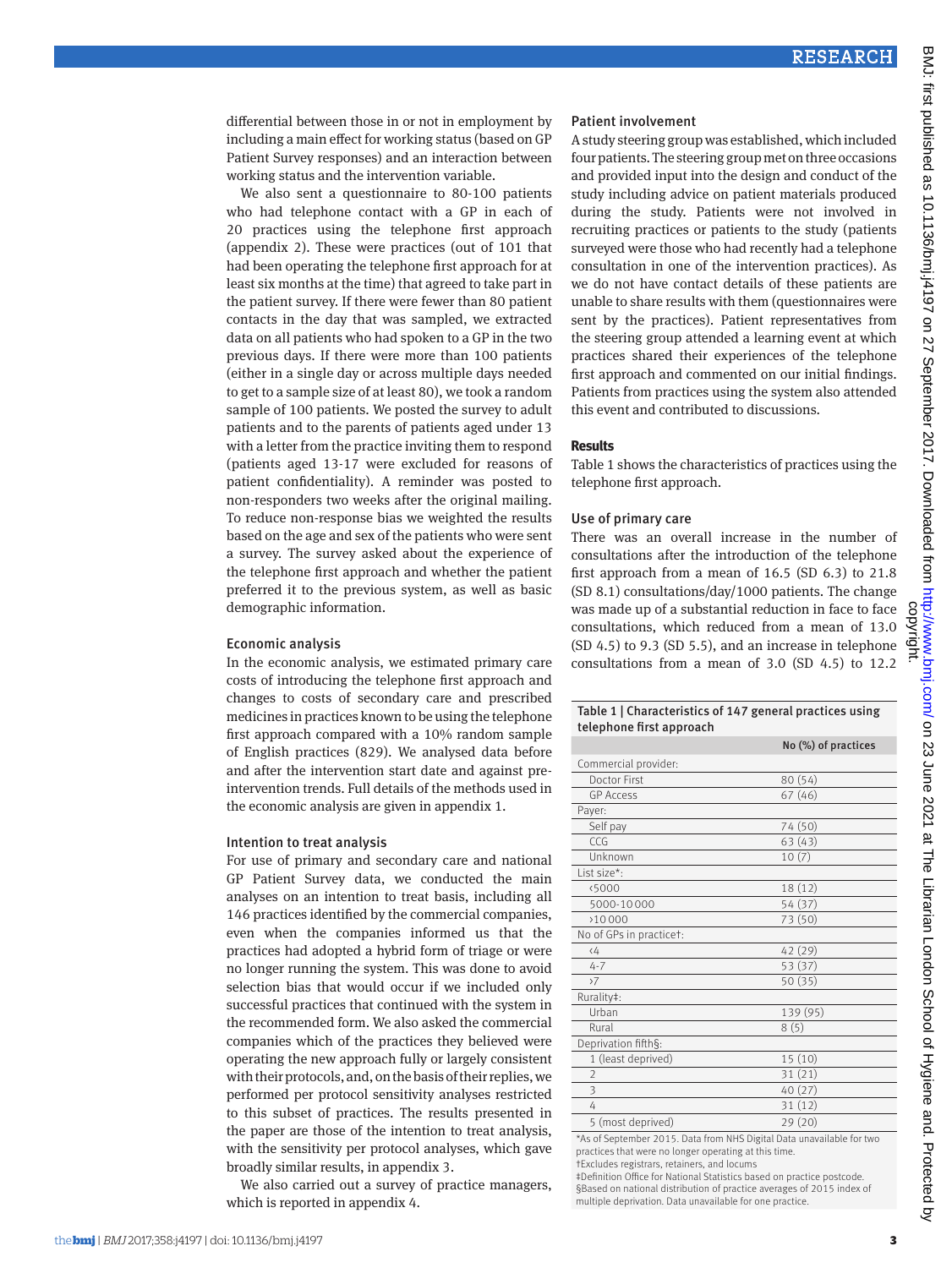differential between those in or not in employment by including a main effect for working status (based on GP Patient Survey responses) and an interaction between working status and the intervention variable.

We also sent a questionnaire to 80-100 patients who had telephone contact with a GP in each of 20 practices using the telephone first approach (appendix 2). These were practices (out of 101 that had been operating the telephone first approach for at least six months at the time) that agreed to take part in the patient survey. If there were fewer than 80 patient contacts in the day that was sampled, we extracted data on all patients who had spoken to a GP in the two previous days. If there were more than 100 patients (either in a single day or across multiple days needed to get to a sample size of at least 80), we took a random sample of 100 patients. We posted the survey to adult patients and to the parents of patients aged under 13 with a letter from the practice inviting them to respond (patients aged 13-17 were excluded for reasons of patient confidentiality). A reminder was posted to non-responders two weeks after the original mailing. To reduce non-response bias we weighted the results based on the age and sex of the patients who were sent a survey. The survey asked about the experience of the telephone first approach and whether the patient preferred it to the previous system, as well as basic demographic information.

### Economic analysis

In the economic analysis, we estimated primary care costs of introducing the telephone first approach and changes to costs of secondary care and prescribed medicines in practices known to be using the telephone first approach compared with a 10% random sample of English practices (829). We analysed data before and after the intervention start date and against pre-intervention trends. Full details of the methods used in the economic analysis are given in appendix 1.

### Intention to treat analysis

For use of primary and secondary care and national GP Patient Survey data, we conducted the main analyses on an intention to treat basis, including all 146 practices identified by the commercial companies, even when the companies informed us that the practices had adopted a hybrid form of triage or were no longer running the system. This was done to avoid selection bias that would occur if we included only successful practices that continued with the system in the recommended form. We also asked the commercial companies which of the practices they believed were operating the new approach fully or largely consistent with their protocols, and, on the basis of their replies, we performed per protocol sensitivity analyses restricted to this subset of practices. The results presented in the paper are those of the intention to treat analysis, with the sensitivity per protocol analyses, which gave broadly similar results, in appendix 3.

We also carried out a survey of practice managers, which is reported in appendix 4.

### Patient involvement

A study steering group was established, which included four patients. The steering group met on three occasions and provided input into the design and conduct of the study including advice on patient materials produced during the study. Patients were not involved in recruiting practices or patients to the study (patients surveyed were those who had recently had a telephone consultation in one of the intervention practices). As we do not have contact details of these patients are unable to share results with them (questionnaires were sent by the practices). Patient representatives from the steering group attended a learning event at which practices shared their experiences of the telephone first approach and commented on our initial findings. Patients from practices using the system also attended this event and contributed to discussions.

## Results

Table 1 shows the characteristics of practices using the telephone first approach.

### Use of primary care

There was an overall increase in the number of consultations after the introduction of the telephone first approach from a mean of 16.5 (SD 6.3) to 21.8 (SD 8.1) consultations/day/1000 patients. The change was made up of a substantial reduction in face to face consultations, which reduced from a mean of 13.0 (SD 4.5) to 9.3 (SD 5.5), and an increase in telephone consultations from a mean of 3.0 (SD 4.5) to 12.2

**Table 1 | Characteristics of 147 general practices using telephone first approach**

| | No (%) of practices |
|---|---|
| Commercial provider: | |
| Doctor First | 80 (54) |
| GP Access | 67 (46) |
| Payer: | |
| Self pay | 74 (50) |
| CCG | 63 (43) |
| Unknown | 10 (7) |
| List size*: | |
| <5000 | 18 (12) |
| 5000-10 000 | 54 (37) |
| >10 000 | 73 (50) |
| No of GPs in practice†: | |
| <4 | 42 (29) |
| 4-7 | 53 (37) |
| >7 | 50 (35) |
| Rurality‡: | |
| Urban | 139 (95) |
| Rural | 8 (5) |
| Deprivation fifth§: | |
| 1 (least deprived) | 15 (10) |
| 2 | 31 (21) |
| 3 | 40 (27) |
| 4 | 31 (12) |
| 5 (most deprived) | 29 (20) |

*As of September 2015. Data from NHS Digital Data unavailable for two practices that were no longer operating at this time.
†Excludes registrars, retainers, and locums
‡Definition Office for National Statistics based on practice postcode.
§Based on national distribution of practice averages of 2015 index of multiple deprivation. Data unavailable for one practice.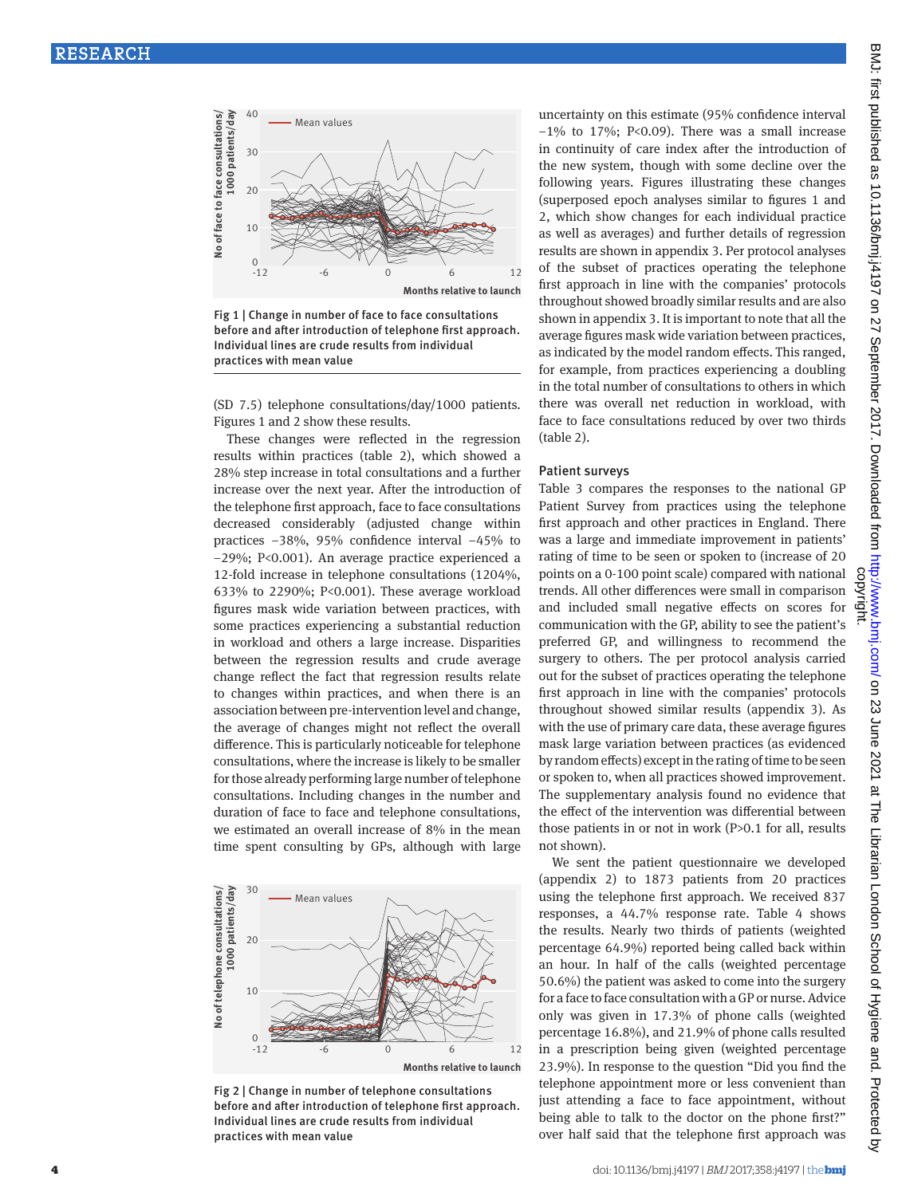Fig 1 | Change in number of face to face consultations before and after introduction of telephone first approach. Individual lines are crude results from individual practices with mean value

(SD 7.5) telephone consultations/day/1000 patients. Figures 1 and 2 show these results.

These changes were reflected in the regression results within practices (table 2), which showed a 28% step increase in total consultations and a further increase over the next year. After the introduction of the telephone first approach, face to face consultations decreased considerably (adjusted change within practices −38%, 95% confidence interval −45% to −29%; P<0.001). An average practice experienced a 12-fold increase in telephone consultations (1204%, 633% to 2290%; P<0.001). These average workload figures mask wide variation between practices, with some practices experiencing a substantial reduction in workload and others a large increase. Disparities between the regression results and crude average change reflect the fact that regression results relate to changes within practices, and when there is an association between pre-intervention level and change, the average of changes might not reflect the overall difference. This is particularly noticeable for telephone consultations, where the increase is likely to be smaller for those already performing large number of telephone consultations. Including changes in the number and duration of face to face and telephone consultations, we estimated an overall increase of 8% in the mean time spent consulting by GPs, although with large uncertainty on this estimate (95% confidence interval −1% to 17%; P<0.09). There was a small increase in continuity of care index after the introduction of the new system, though with some decline over the following years. Figures illustrating these changes (superposed epoch analyses similar to figures 1 and 2, which show changes for each individual practice as well as averages) and further details of regression results are shown in appendix 3. Per protocol analyses of the subset of practices operating the telephone first approach in line with the companies' protocols throughout showed broadly similar results and are also shown in appendix 3. It is important to note that all the average figures mask wide variation between practices, as indicated by the model random effects. This ranged, for example, from practices experiencing a doubling in the total number of consultations to others in which there was overall net reduction in workload, with face to face consultations reduced by over two thirds (table 2).

Fig 2 | Change in number of telephone consultations before and after introduction of telephone first approach. Individual lines are crude results from individual practices with mean value

### Patient surveys

Table 3 compares the responses to the national GP Patient Survey from practices using the telephone first approach and other practices in England. There was a large and immediate improvement in patients' rating of time to be seen or spoken to (increase of 20 points on a 0-100 point scale) compared with national trends. All other differences were small in comparison and included small negative effects on scores for communication with the GP, ability to see the patient's preferred GP, and willingness to recommend the surgery to others. The per protocol analysis carried out for the subset of practices operating the telephone first approach in line with the companies' protocols throughout showed similar results (appendix 3). As with the use of primary care data, these average figures mask large variation between practices (as evidenced by random effects) except in the rating of time to be seen or spoken to, when all practices showed improvement. The supplementary analysis found no evidence that the effect of the intervention was differential between those patients in or not in work (P>0.1 for all, results not shown).

We sent the patient questionnaire we developed (appendix 2) to 1873 patients from 20 practices using the telephone first approach. We received 837 responses, a 44.7% response rate. Table 4 shows the results. Nearly two thirds of patients (weighted percentage 64.9%) reported being called back within an hour. In half of the calls (weighted percentage 50.6%) the patient was asked to come into the surgery for a face to face consultation with a GP or nurse. Advice only was given in 17.3% of phone calls (weighted percentage 16.8%), and 21.9% of phone calls resulted in a prescription being given (weighted percentage 23.9%). In response to the question "Did you find the telephone appointment more or less convenient than just attending a face to face appointment, without being able to talk to the doctor on the phone first?" over half said that the telephone first approach was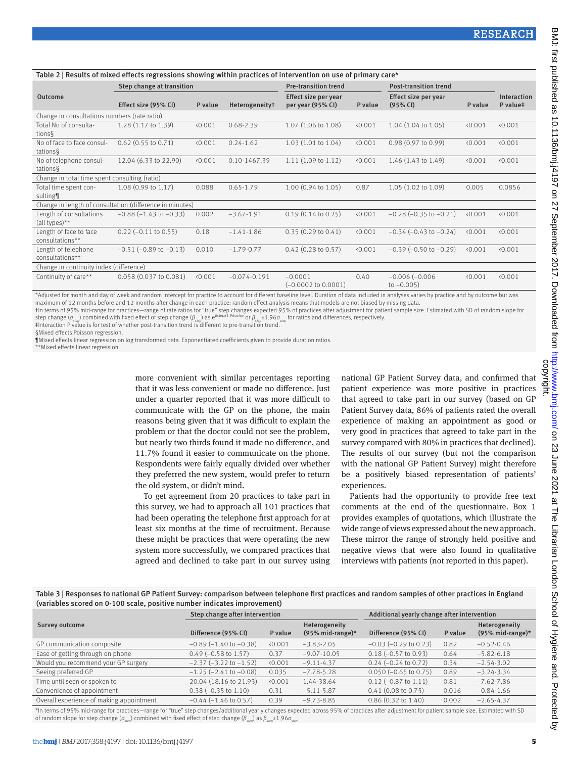Table 2 | Results of mixed effects regressions showing within practices of intervention on use of primary care*

| Outcome | Step change at transition | | | Pre-transition trend | | Post-transition trend | | Interaction P value‡ |
|---|---|---|---|---|---|---|---|---|
| | Effect size (95% CI) | P value | Heterogeneity† | Effect size per year per year (95% CI) | P value | Effect size per year (95% CI) | P value | |
| Change in consultations numbers (rate ratio) | | | | | | | | |
| Total No of consultations§ | 1.28 (1.17 to 1.39) | <0.001 | 0.68-2.39 | 1.07 (1.06 to 1.08) | <0.001 | 1.04 (1.04 to 1.05) | <0.001 | <0.001 |
| No of face to face consultations§ | 0.62 (0.55 to 0.71) | <0.001 | 0.24-1.62 | 1.03 (1.01 to 1.04) | <0.001 | 0.98 (0.97 to 0.99) | <0.001 | <0.001 |
| No of telephone consultations§ | 12.04 (6.33 to 22.90) | <0.001 | 0.10-1467.39 | 1.11 (1.09 to 1.12) | <0.001 | 1.46 (1.43 to 1.49) | <0.001 | <0.001 |
| Change in total time spent consulting (ratio) | | | | | | | | |
| Total time spent consulting¶ | 1.08 (0.99 to 1.17) | 0.088 | 0.65-1.79 | 1.00 (0.94 to 1.05) | 0.87 | 1.05 (1.02 to 1.09) | 0.005 | 0.0856 |
| Change in length of consultation (difference in minutes) | | | | | | | | |
| Length of consultations (all types)** | −0.88 (−1.43 to −0.33) | 0.002 | −3.67-1.91 | 0.19 (0.14 to 0.25) | <0.001 | −0.28 (−0.35 to −0.21) | <0.001 | <0.001 |
| Length of face to face consultations** | 0.22 (−0.11 to 0.55) | 0.18 | −1.41-1.86 | 0.35 (0.29 to 0.41) | <0.001 | −0.34 (−0.43 to −0.24) | <0.001 | <0.001 |
| Length of telephone consultations** | −0.51 (−0.89 to −0.13) | 0.010 | −1.79-0.77 | 0.42 (0.28 to 0.57) | <0.001 | −0.39 (−0.50 to −0.29) | <0.001 | <0.001 |
| Change in continuity index (difference) | | | | | | | | |
| Continuity of care** | 0.058 (0.037 to 0.081) | <0.001 | −0.074-0.191 | −0.0001 (−0.0002 to 0.0001) | 0.40 | −0.006 (−0.006 to −0.005) | <0.001 | <0.001 |

*Adjusted for month and day of week and random intercept for practice to account for different baseline level. Duration of data included in analyses varies by practice and by outcome but was maximum of 12 months before and 12 months after change in each practice: random effect analysis means that models are not biased by missing data.
†In terms of 95% mid-range for practices—range of rate ratios for "true" step changes expected 95% of practices after adjustment for patient sample size. Estimated with SD of random slope for step change ($\sigma_{step}$) combined with fixed effect of step change ($\beta_{step}$) as $e^{\beta step \pm 1.96\sigma step}$ or $\beta_{step} \pm 1.96\sigma_{step}$ for ratios and differences, respectively.
‡Interaction P value is for test of whether post-transition trend is different to pre-transition trend.
§Mixed effects Poisson regression.
¶Mixed effects linear regression on log transformed data. Exponentiated coefficients given to provide duration ratios.
**Mixed effects linear regression.

more convenient with similar percentages reporting that it was less convenient or made no difference. Just under a quarter reported that it was more difficult to communicate with the GP on the phone, the main reasons being given that it was difficult to explain the problem or that the doctor could not see the problem, but nearly two thirds found it made no difference, and 11.7% found it easier to communicate on the phone. Respondents were fairly equally divided over whether they preferred the new system, would prefer to return the old system, or didn't mind.

To get agreement from 20 practices to take part in this survey, we had to approach all 101 practices that had been operating the telephone first approach for at least six months at the time of recruitment. Because these might be practices that were operating the new system more successfully, we compared practices that agreed and declined to take part in our survey using national GP Patient Survey data, and confirmed that patient experience was more positive in practices that agreed to take part in our survey (based on GP Patient Survey data, 86% of patients rated the overall experience of making an appointment as good or very good in practices that agreed to take part in the survey compared with 80% in practices that declined). The results of our survey (but not the comparison with the national GP Patient Survey) might therefore be a positively biased representation of patients' experiences.

Patients had the opportunity to provide free text comments at the end of the questionnaire. Box 1 provides examples of quotations, which illustrate the wide range of views expressed about the new approach. These mirror the range of strongly held positive and negative views that were also found in qualitative interviews with patients (not reported in this paper).

Table 3 | Responses to national GP Patient Survey: comparison between telephone first practices and random samples of other practices in England (variables scored on 0-100 scale, positive number indicates improvement)

| Survey outcome | Step change after intervention | | | Additional yearly change after intervention | | |
|---|---|---|---|---|---|---|
| | Difference (95% CI) | P value | Heterogeneity (95% mid-range)* | Difference (95% CI) | P value | Heterogeneity (95% mid-range)* |
| GP communication composite | −0.89 (−1.40 to −0.38) | <0.001 | −3.83-2.05 | −0.03 (−0.29 to 0.23) | 0.82 | −0.52-0.46 |
| Ease of getting through on phone | 0.49 (−0.58 to 1.57) | 0.37 | −9.07-10.05 | 0.18 (−0.57 to 0.93) | 0.64 | −5.82-6.18 |
| Would you recommend your GP surgery | −2.37 (−3.22 to −1.52) | <0.001 | −9.11-4.37 | 0.24 (−0.24 to 0.72) | 0.34 | −2.54-3.02 |
| Seeing preferred GP | −1.25 (−2.41 to −0.08) | 0.035 | −7.78-5.28 | 0.050 (−0.65 to 0.75) | 0.89 | −3.24-3.34 |
| Time until seen or spoken to | 20.04 (18.16 to 21.93) | <0.001 | 1.44-38.64 | 0.12 (−0.87 to 1.11) | 0.81 | −7.62-7.86 |
| Convenience of appointment | 0.38 (−0.35 to 1.10) | 0.31 | −5.11-5.87 | 0.41 (0.08 to 0.75) | 0.016 | −0.84-1.66 |
| Overall experience of making appointment | −0.44 (−1.46 to 0.57) | 0.39 | −9.73-8.85 | 0.86 (0.32 to 1.40) | 0.002 | −2.65-4.37 |

*In terms of 95% mid-range for practices—range for "true" step changes/additional yearly changes expected across 95% of practices after adjustment for patient sample size. Estimated with SD of random slope for step change ($\sigma_{step}$) combined with fixed effect of step change ($\beta_{step}$) as $\beta_{step} \pm 1.96\sigma_{step}$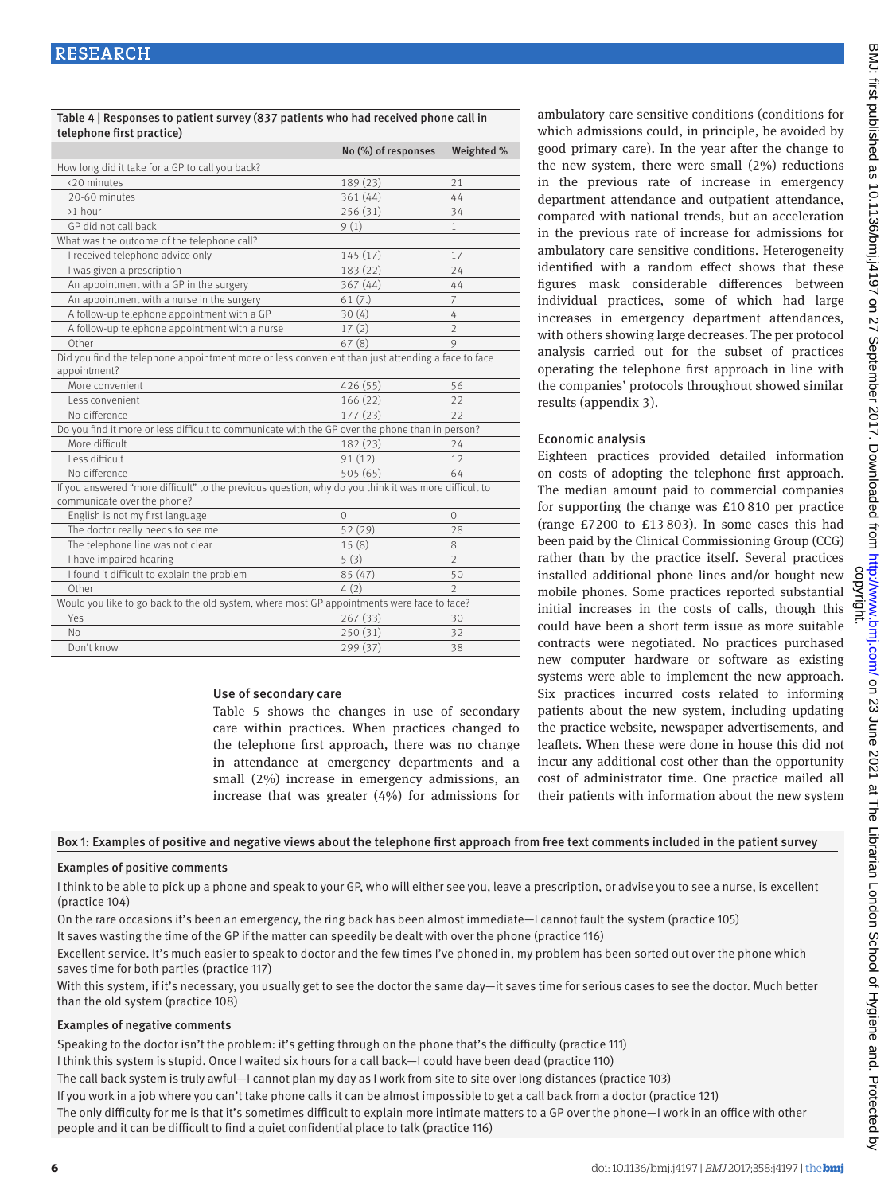Table 4 | Responses to patient survey (837 patients who had received phone call in telephone first practice)

| | No (%) of responses | Weighted % |
|---|---|---|
| How long did it take for a GP to call you back? | | |
| <20 minutes | 189 (23) | 21 |
| 20-60 minutes | 361 (44) | 44 |
| >1 hour | 256 (31) | 34 |
| GP did not call back | 9 (1) | 1 |
| What was the outcome of the telephone call? | | |
| I received telephone advice only | 145 (17) | 17 |
| I was given a prescription | 183 (22) | 24 |
| An appointment with a GP in the surgery | 367 (44) | 44 |
| An appointment with a nurse in the surgery | 61 (7.) | 7 |
| A follow-up telephone appointment with a GP | 30 (4) | 4 |
| A follow-up telephone appointment with a nurse | 17 (2) | 2 |
| Other | 67 (8) | 9 |
| Did you find the telephone appointment more or less convenient than just attending a face to face appointment? | | |
| More convenient | 426 (55) | 56 |
| Less convenient | 166 (22) | 22 |
| No difference | 177 (23) | 22 |
| Do you find it more or less difficult to communicate with the GP over the phone than in person? | | |
| More difficult | 182 (23) | 24 |
| Less difficult | 91 (12) | 12 |
| No difference | 505 (65) | 64 |
| If you answered "more difficult" to the previous question, why do you think it was more difficult to communicate over the phone? | | |
| English is not my first language | 0 | 0 |
| The doctor really needs to see me | 52 (29) | 28 |
| The telephone line was not clear | 15 (8) | 8 |
| I have impaired hearing | 5 (3) | 2 |
| I found it difficult to explain the problem | 85 (47) | 50 |
| Other | 4 (2) | 2 |
| Would you like to go back to the old system, where most GP appointments were face to face? | | |
| Yes | 267 (33) | 30 |
| No | 250 (31) | 32 |
| Don't know | 299 (37) | 38 |

### Use of secondary care

Table 5 shows the changes in use of secondary care within practices. When practices changed to the telephone first approach, there was no change in attendance at emergency departments and a small (2%) increase in emergency admissions, an increase that was greater (4%) for admissions for ambulatory care sensitive conditions (conditions for which admissions could, in principle, be avoided by good primary care). In the year after the change to the new system, there were small (2%) reductions in the previous rate of increase in emergency department attendance and outpatient attendance, compared with national trends, but an acceleration in the previous rate of increase for admissions for ambulatory care sensitive conditions. Heterogeneity identified with a random effect shows that these figures mask considerable differences between individual practices, some of which had large increases in emergency department attendances, with others showing large decreases. The per protocol analysis carried out for the subset of practices operating the telephone first approach in line with the companies' protocols throughout showed similar results (appendix 3).

### Economic analysis

Eighteen practices provided detailed information on costs of adopting the telephone first approach. The median amount paid to commercial companies for supporting the change was £10 810 per practice (range £7200 to £13 803). In some cases this had been paid by the Clinical Commissioning Group (CCG) rather than by the practice itself. Several practices installed additional phone lines and/or bought new mobile phones. Some practices reported substantial initial increases in the costs of calls, though this could have been a short term issue as more suitable contracts were negotiated. No practices purchased new computer hardware or software as existing systems were able to implement the new approach. Six practices incurred costs related to informing patients about the new system, including updating the practice website, newspaper advertisements, and leaflets. When these were done in house this did not incur any additional cost other than the opportunity cost of administrator time. One practice mailed all their patients with information about the new system

**Box 1: Examples of positive and negative views about the telephone first approach from free text comments included in the patient survey**

**Examples of positive comments**

I think to be able to pick up a phone and speak to your GP, who will either see you, leave a prescription, or advise you to see a nurse, is excellent (practice 104)

On the rare occasions it's been an emergency, the ring back has been almost immediate—I cannot fault the system (practice 105)

It saves wasting the time of the GP if the matter can speedily be dealt with over the phone (practice 116)

Excellent service. It's much easier to speak to doctor and the few times I've phoned in, my problem has been sorted out over the phone which saves time for both parties (practice 117)

With this system, if it's necessary, you usually get to see the doctor the same day—it saves time for serious cases to see the doctor. Much better than the old system (practice 108)

**Examples of negative comments**

Speaking to the doctor isn't the problem: it's getting through on the phone that's the difficulty (practice 111)

I think this system is stupid. Once I waited six hours for a call back—I could have been dead (practice 110)

The call back system is truly awful—I cannot plan my day as I work from site to site over long distances (practice 103)

If you work in a job where you can't take phone calls it can be almost impossible to get a call back from a doctor (practice 121)

The only difficulty for me is that it's sometimes difficult to explain more intimate matters to a GP over the phone—I work in an office with other people and it can be difficult to find a quiet confidential place to talk (practice 116)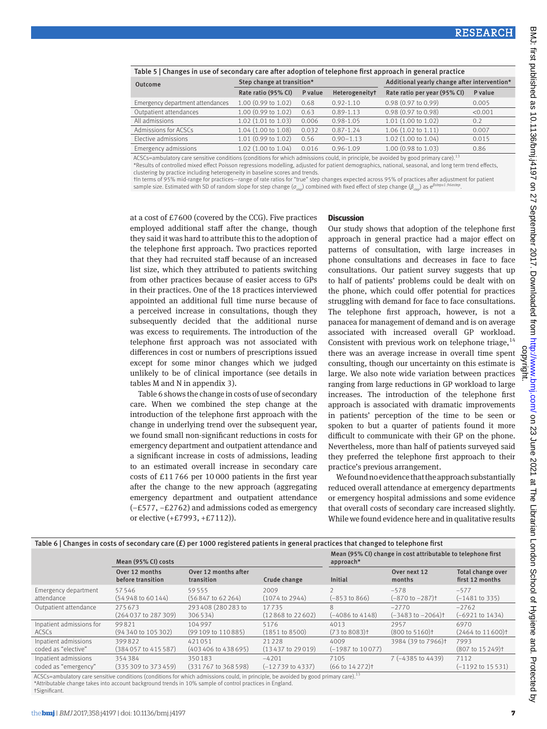**Table 5 | Changes in use of secondary care after adoption of telephone first approach in general practice**

| Outcome | Step change at transition* | | | Additional yearly change after intervention* | |
|---|---|---|---|---|---|
| | Rate ratio (95% CI) | P value | Heterogeneity† | Rate ratio per year (95% CI) | P value |
| Emergency department attendances | 1.00 (0.99 to 1.02) | 0.68 | 0.92-1.10 | 0.98 (0.97 to 0.99) | 0.005 |
| Outpatient attendances | 1.00 (0.99 to 1.02) | 0.63 | 0.89-1.13 | 0.98 (0.97 to 0.98) | <0.001 |
| All admissions | 1.02 (1.01 to 1.03) | 0.006 | 0.98-1.05 | 1.01 (1.00 to 1.02) | 0.2 |
| Admissions for ACSCs | 1.04 (1.00 to 1.08) | 0.032 | 0.87-1.24 | 1.06 (1.02 to 1.11) | 0.007 |
| Elective admissions | 1.01 (0.99 to 1.02) | 0.56 | 0.90–1.13 | 1.02 (1.00 to 1.04) | 0.015 |
| Emergency admissions | 1.02 (1.00 to 1.04) | 0.016 | 0.96-1.09 | 1.00 (0.98 to 1.03) | 0.86 |

ACSCs=ambulatory care sensitive conditions (conditions for which admissions could, in principle, be avoided by good primary care).[13]
*Results of controlled mixed effect Poisson regressions modelling, adjusted for patient demographics, national, seasonal, and long term trend effects, clustering by practice including heterogeneity in baseline scores and trends.
†In terms of 95% mid-range for practices—range of rate ratios for "true" step changes expected across 95% of practices after adjustment for patient sample size. Estimated with SD of random slope for step change ($\sigma_{step}$) combined with fixed effect of step change ($\beta_{step}$) as $e^{\beta step \pm 1.96\sigma step}$.

at a cost of £7600 (covered by the CCG). Five practices employed additional staff after the change, though they said it was hard to attribute this to the adoption of the telephone first approach. Two practices reported that they had recruited staff because of an increased list size, which they attributed to patients switching from other practices because of easier access to GPs in their practices. One of the 18 practices interviewed appointed an additional full time nurse because of a perceived increase in consultations, though they subsequently decided that the additional nurse was excess to requirements. The introduction of the telephone first approach was not associated with differences in cost or numbers of prescriptions issued except for some minor changes which we judged unlikely to be of clinical importance (see details in tables M and N in appendix 3).

Table 6 shows the change in costs of use of secondary care. When we combined the step change at the introduction of the telephone first approach with the change in underlying trend over the subsequent year, we found small non-significant reductions in costs for emergency department and outpatient attendance and a significant increase in costs of admissions, leading to an estimated overall increase in secondary care costs of £11 766 per 10 000 patients in the first year after the change to the new approach (aggregating emergency department and outpatient attendance (−£577, −£2762) and admissions coded as emergency or elective (+£7993, +£7112)).

## Discussion

Our study shows that adoption of the telephone first approach in general practice had a major effect on patterns of consultation, with large increases in phone consultations and decreases in face to face consultations. Our patient survey suggests that up to half of patients' problems could be dealt with on the phone, which could offer potential for practices struggling with demand for face to face consultations. The telephone first approach, however, is not a panacea for management of demand and is on average associated with increased overall GP workload. Consistent with previous work on telephone triage,[14] there was an average increase in overall time spent consulting, though our uncertainty on this estimate is large. We also note wide variation between practices ranging from large reductions in GP workload to large increases. The introduction of the telephone first approach is associated with dramatic improvements in patients' perception of the time to be seen or spoken to but a quarter of patients found it more difficult to communicate with their GP on the phone. Nevertheless, more than half of patients surveyed said they preferred the telephone first approach to their practice's previous arrangement.

We found no evidence that the approach substantially reduced overall attendance at emergency departments or emergency hospital admissions and some evidence that overall costs of secondary care increased slightly. While we found evidence here and in qualitative results

**Table 6 | Changes in costs of secondary care (£) per 1000 registered patients in general practices that changed to telephone first**

| | Mean (95% CI) costs | | | Mean (95% CI) change in cost attributable to telephone first approach* | | |
|---|---|---|---|---|---|---|
| | Over 12 months before transition | Over 12 months after transition | Crude change | Initial | Over next 12 months | Total change over first 12 months |
| Emergency department attendance | 57 546 (54 948 to 60 144) | 59 555 (56 847 to 62 264) | 2009 (1074 to 2944) | 2 (−853 to 866) | −578 (−870 to −287)† | −577 (−1481 to 335) |
| Outpatient attendance | 275 673 (264 037 to 287 309) | 293 408 (280 283 to 306 534) | 17 735 (12 868 to 22 602) | 8 (−4086 to 4148) | −2770 (−3483 to −2064)† | −2762 (−6921 to 1434) |
| Inpatient admissions for ACSCs | 99 821 (94 340 to 105 302) | 104 997 (99 109 to 110 885) | 5176 (1851 to 8500) | 4013 (73 to 8083)† | 2957 (800 to 5160)† | 6970 (2464 to 11 600)† |
| Inpatient admissions coded as "elective" | 399 822 (384 057 to 415 587) | 421 051 (403 406 to 438 695) | 21 228 (13 437 to 29 019) | 4009 (−1987 to 10 077) | 3984 (39 to 7966)† | 7993 (807 to 15 249)† |
| Inpatient admissions coded as "emergency" | 354 384 (335 309 to 373 459) | 350 183 (331 767 to 368 598) | −4201 (−12 739 to 4337) | 7105 (66 to 14 272)† | 7 (−4385 to 4439) | 7112 (−1192 to 15 531) |

ACSCs=ambulatory care sensitive conditions (conditions for which admissions could, in principle, be avoided by good primary care).[13]
*Attributable change takes into account background trends in 10% sample of control practices in England.
†Significant.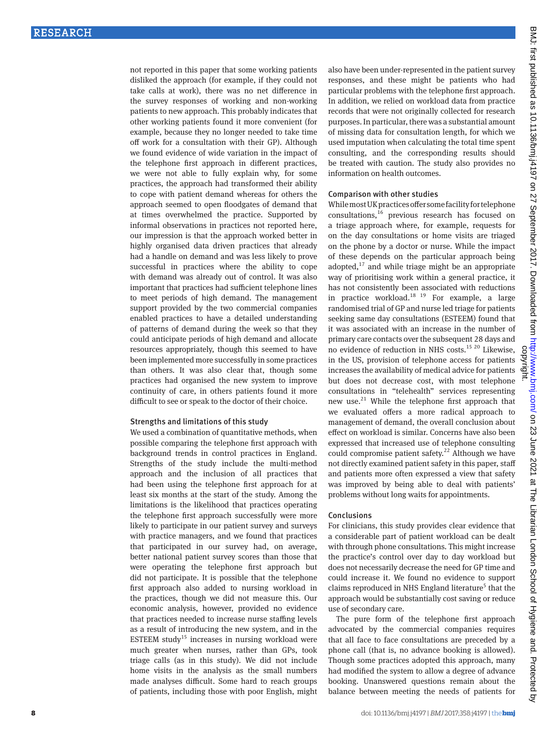not reported in this paper that some working patients disliked the approach (for example, if they could not take calls at work), there was no net difference in the survey responses of working and non-working patients to new approach. This probably indicates that other working patients found it more convenient (for example, because they no longer needed to take time off work for a consultation with their GP). Although we found evidence of wide variation in the impact of the telephone first approach in different practices, we were not able to fully explain why, for some practices, the approach had transformed their ability to cope with patient demand whereas for others the approach seemed to open floodgates of demand that at times overwhelmed the practice. Supported by informal observations in practices not reported here, our impression is that the approach worked better in highly organised data driven practices that already had a handle on demand and was less likely to prove successful in practices where the ability to cope with demand was already out of control. It was also important that practices had sufficient telephone lines to meet periods of high demand. The management support provided by the two commercial companies enabled practices to have a detailed understanding of patterns of demand during the week so that they could anticipate periods of high demand and allocate resources appropriately, though this seemed to have been implemented more successfully in some practices than others. It was also clear that, though some practices had organised the new system to improve continuity of care, in others patients found it more difficult to see or speak to the doctor of their choice.

### Strengths and limitations of this study

We used a combination of quantitative methods, when possible comparing the telephone first approach with background trends in control practices in England. Strengths of the study include the multi-method approach and the inclusion of all practices that had been using the telephone first approach for at least six months at the start of the study. Among the limitations is the likelihood that practices operating the telephone first approach successfully were more likely to participate in our patient survey and surveys with practice managers, and we found that practices that participated in our survey had, on average, better national patient survey scores than those that were operating the telephone first approach but did not participate. It is possible that the telephone first approach also added to nursing workload in the practices, though we did not measure this. Our economic analysis, however, provided no evidence that practices needed to increase nurse staffing levels as a result of introducing the new system, and in the ESTEEM study[15] increases in nursing workload were much greater when nurses, rather than GPs, took triage calls (as in this study). We did not include home visits in the analysis as the small numbers made analyses difficult. Some hard to reach groups of patients, including those with poor English, might also have been under-represented in the patient survey responses, and these might be patients who had particular problems with the telephone first approach. In addition, we relied on workload data from practice records that were not originally collected for research purposes. In particular, there was a substantial amount of missing data for consultation length, for which we used imputation when calculating the total time spent consulting, and the corresponding results should be treated with caution. The study also provides no information on health outcomes.

### Comparison with other studies

While most UK practices offer some facility for telephone consultations,[16] previous research has focused on a triage approach where, for example, requests for on the day consultations or home visits are triaged on the phone by a doctor or nurse. While the impact of these depends on the particular approach being adopted,[17] and while triage might be an appropriate way of prioritising work within a general practice, it has not consistently been associated with reductions in practice workload.[18 19] For example, a large randomised trial of GP and nurse led triage for patients seeking same day consultations (ESTEEM) found that it was associated with an increase in the number of primary care contacts over the subsequent 28 days and no evidence of reduction in NHS costs.[15 20] Likewise, in the US, provision of telephone access for patients increases the availability of medical advice for patients but does not decrease cost, with most telephone consultations in "telehealth" services representing new use.[21] While the telephone first approach that we evaluated offers a more radical approach to management of demand, the overall conclusion about effect on workload is similar. Concerns have also been expressed that increased use of telephone consulting could compromise patient safety.[22] Although we have not directly examined patient safety in this paper, staff and patients more often expressed a view that safety was improved by being able to deal with patients' problems without long waits for appointments.

### Conclusions

For clinicians, this study provides clear evidence that a considerable part of patient workload can be dealt with through phone consultations. This might increase the practice's control over day to day workload but does not necessarily decrease the need for GP time and could increase it. We found no evidence to support claims reproduced in NHS England literature[5] that the approach would be substantially cost saving or reduce use of secondary care.

The pure form of the telephone first approach advocated by the commercial companies requires that all face to face consultations are preceded by a phone call (that is, no advance booking is allowed). Though some practices adopted this approach, many had modified the system to allow a degree of advance booking. Unanswered questions remain about the balance between meeting the needs of patients for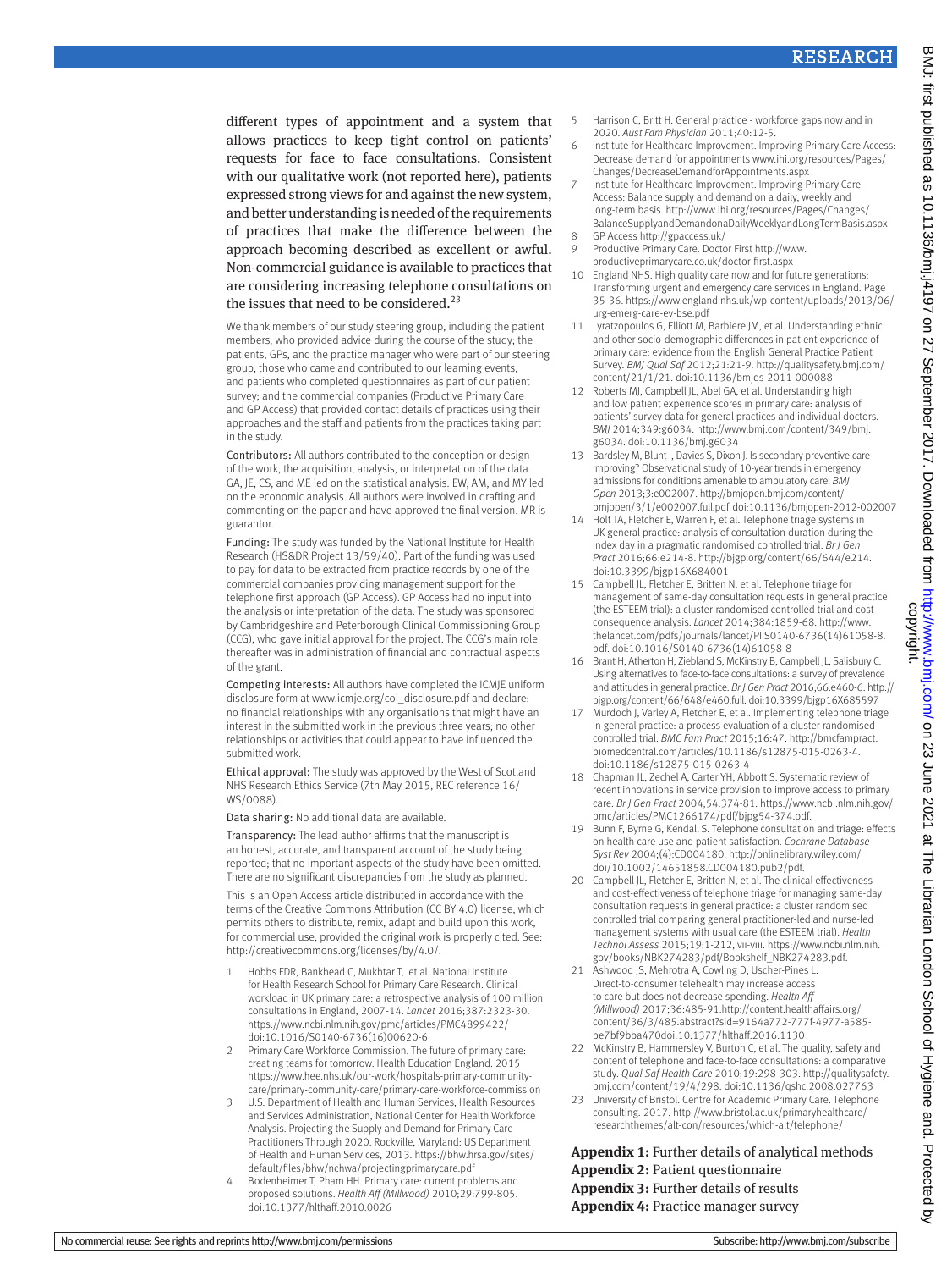different types of appointment and a system that allows practices to keep tight control on patients' requests for face to face consultations. Consistent with our qualitative work (not reported here), patients expressed strong views for and against the new system, and better understanding is needed of the requirements of practices that make the difference between the approach becoming described as excellent or awful. Non-commercial guidance is available to practices that are considering increasing telephone consultations on the issues that need to be considered.[23]

We thank members of our study steering group, including the patient members, who provided advice during the course of the study; the patients, GPs, and the practice manager who were part of our steering group, those who came and contributed to our learning events, and patients who completed questionnaires as part of our patient survey; and the commercial companies (Productive Primary Care and GP Access) that provided contact details of practices using their approaches and the staff and patients from the practices taking part in the study.

Contributors: All authors contributed to the conception or design of the work, the acquisition, analysis, or interpretation of the data. GA, JE, CS, and ME led on the statistical analysis. EW, AM, and MY led on the economic analysis. All authors were involved in drafting and commenting on the paper and have approved the final version. MR is guarantor.

Funding: The study was funded by the National Institute for Health Research (HS&DR Project 13/59/40). Part of the funding was used to pay for data to be extracted from practice records by one of the commercial companies providing management support for the telephone first approach (GP Access). GP Access had no input into the analysis or interpretation of the data. The study was sponsored by Cambridgeshire and Peterborough Clinical Commissioning Group (CCG), who gave initial approval for the project. The CCG's main role thereafter was in administration of financial and contractual aspects of the grant.

Competing interests: All authors have completed the ICMJE uniform disclosure form at www.icmje.org/coi_disclosure.pdf and declare: no financial relationships with any organisations that might have an interest in the submitted work in the previous three years; no other relationships or activities that could appear to have influenced the submitted work.

Ethical approval: The study was approved by the West of Scotland NHS Research Ethics Service (7th May 2015, REC reference 16/WS/0088).

Data sharing: No additional data are available.

Transparency: The lead author affirms that the manuscript is an honest, accurate, and transparent account of the study being reported; that no important aspects of the study have been omitted. There are no significant discrepancies from the study as planned.

This is an Open Access article distributed in accordance with the terms of the Creative Commons Attribution (CC BY 4.0) license, which permits others to distribute, remix, adapt and build upon this work, for commercial use, provided the original work is properly cited. See: http://creativecommons.org/licenses/by/4.0/.

1. Hobbs FDR, Bankhead C, Mukhtar T, et al. National Institute for Health Research School for Primary Care Research. Clinical workload in UK primary care: a retrospective analysis of 100 million consultations in England, 2007-14. *Lancet* 2016;387:2323-30. https://www.ncbi.nlm.nih.gov/pmc/articles/PMC4899422/ doi:10.1016/S0140-6736(16)00620-6
2. Primary Care Workforce Commission. The future of primary care: creating teams for tomorrow. Health Education England. 2015 https://www.hee.nhs.uk/our-work/hospitals-primary-community-care/primary-community-care/primary-care-workforce-commission
3. U.S. Department of Health and Human Services, Health Resources and Services Administration, National Center for Health Workforce Analysis. Projecting the Supply and Demand for Primary Care Practitioners Through 2020. Rockville, Maryland: US Department of Health and Human Services, 2013. https://bhw.hrsa.gov/sites/default/files/bhw/nchwa/projectingprimarycare.pdf
4. Bodenheimer T, Pham HH. Primary care: current problems and proposed solutions. *Health Aff (Millwood)* 2010;29:799-805. doi:10.1377/hlthaff.2010.0026
5. Harrison C, Britt H. General practice - workforce gaps now and in 2020. *Aust Fam Physician* 2011;40:12-5.
6. Institute for Healthcare Improvement. Improving Primary Care Access: Decrease demand for appointments www.ihi.org/resources/Pages/Changes/DecreaseDemandforAppointments.aspx
7. Institute for Healthcare Improvement. Improving Primary Care Access: Balance supply and demand on a daily, weekly and long-term basis. http://www.ihi.org/resources/Pages/Changes/BalanceSupplyandDemandonaDailyWeeklyandLongTermBasis.aspx
8. GP Access http://gpaccess.uk/
9. Productive Primary Care. Doctor First http://www.productiveprimarycare.co.uk/doctor-first.aspx
10. England NHS. High quality care now and for future generations: Transforming urgent and emergency care services in England. Page 35-36. https://www.england.nhs.uk/wp-content/uploads/2013/06/urg-emerg-care-ev-bse.pdf
11. Lyratzopoulos G, Elliott M, Barbiere JM, et al. Understanding ethnic and other socio-demographic differences in patient experience of primary care: evidence from the English General Practice Patient Survey. *BMJ Qual Saf* 2012;21:21-9. http://qualitysafety.bmj.com/content/21/1/21. doi:10.1136/bmjqs-2011-000088
12. Roberts MJ, Campbell JL, Abel GA, et al. Understanding high and low patient experience scores in primary care: analysis of patients' survey data for general practices and individual doctors. *BMJ* 2014;349:g6034. http://www.bmj.com/content/349/bmj.g6034. doi:10.1136/bmj.g6034
13. Bardsley M, Blunt I, Davies S, Dixon J. Is secondary preventive care improving? Observational study of 10-year trends in emergency admissions for conditions amenable to ambulatory care. *BMJ Open* 2013;3:e002007. http://bmjopen.bmj.com/content/bmjopen/3/1/e002007.full.pdf.doi:10.1136/bmjopen-2012-002007
14. Holt TA, Fletcher E, Warren F, et al. Telephone triage systems in UK general practice: analysis of consultation duration during the index day in a pragmatic randomised controlled trial. *Br J Gen Pract* 2016;66:e214-8. http://bjgp.org/content/66/644/e214. doi:10.3399/bjgp16X684001
15. Campbell JL, Fletcher E, Britten N, et al. Telephone triage for management of same-day consultation requests in general practice (the ESTEEM trial): a cluster-randomised controlled trial and cost-consequence analysis. *Lancet* 2014;384:1859-68. http://www.thelancet.com/pdfs/journals/lancet/PIIS0140-6736(14)61058-8.pdf. doi:10.1016/S0140-6736(14)61058-8
16. Brant H, Atherton H, Ziebland S, McKinstry B, Campbell JL, Salisbury C. Using alternatives to face-to-face consultations: a survey of prevalence and attitudes in general practice. *Br J Gen Pract* 2016;66:e460-6. http://bjgp.org/content/66/648/e460.full. doi:10.3399/bjgp16X685597
17. Murdoch J, Varley A, Fletcher E, et al. Implementing telephone triage in general practice: a process evaluation of a cluster randomised controlled trial. *BMC Fam Pract* 2015;16:47. http://bmcfampract.biomedcentral.com/articles/10.1186/s12875-015-0263-4. doi:10.1186/s12875-015-0263-4
18. Chapman JL, Zechel A, Carter YH, Abbott S. Systematic review of recent innovations in service provision to improve access to primary care. *Br J Gen Pract* 2004;54:374-81. https://www.ncbi.nlm.nih.gov/pmc/articles/PMC1266174/pdf/bjpg54-374.pdf.
19. Bunn F, Byrne G, Kendall S. Telephone consultation and triage: effects on health care use and patient satisfaction. *Cochrane Database Syst Rev* 2004;(4):CD004180. http://onlinelibrary.wiley.com/doi/10.1002/14651858.CD004180.pub2/pdf.
20. Campbell JL, Fletcher E, Britten N, et al. The clinical effectiveness and cost-effectiveness of telephone triage for managing same-day consultation requests in general practice: a cluster randomised controlled trial comparing general practitioner-led and nurse-led management systems with usual care (the ESTEEM trial). *Health Technol Assess* 2015;19:1-212, vii-viii. https://www.ncbi.nlm.nih.gov/books/NBK274283/pdf/Bookshelf_NBK274283.pdf.
21. Ashwood JS, Mehrotra A, Cowling D, Uscher-Pines L. Direct-to-consumer telehealth may increase access to care but does not decrease spending. *Health Aff (Millwood)* 2017;36:485-91.http://content.healthaffairs.org/content/36/3/485.abstract?sid=9164a772-777f-4977-a585-be7bf9bba470doi:10.1377/hlthaff.2016.1130
22. McKinstry B, Hammersley V, Burton C, et al. The quality, safety and content of telephone and face-to-face consultations: a comparative study. *Qual Saf Health Care* 2010;19:298-303. http://qualitysafety.bmj.com/content/19/4/298. doi:10.1136/qshc.2008.027763
23. University of Bristol. Centre for Academic Primary Care. Telephone consulting. 2017. http://www.bristol.ac.uk/primaryhealthcare/researchthemes/alt-con/resources/which-alt/telephone/

**Appendix 1:** Further details of analytical methods
**Appendix 2:** Patient questionnaire
**Appendix 3:** Further details of results
**Appendix 4:** Practice manager survey